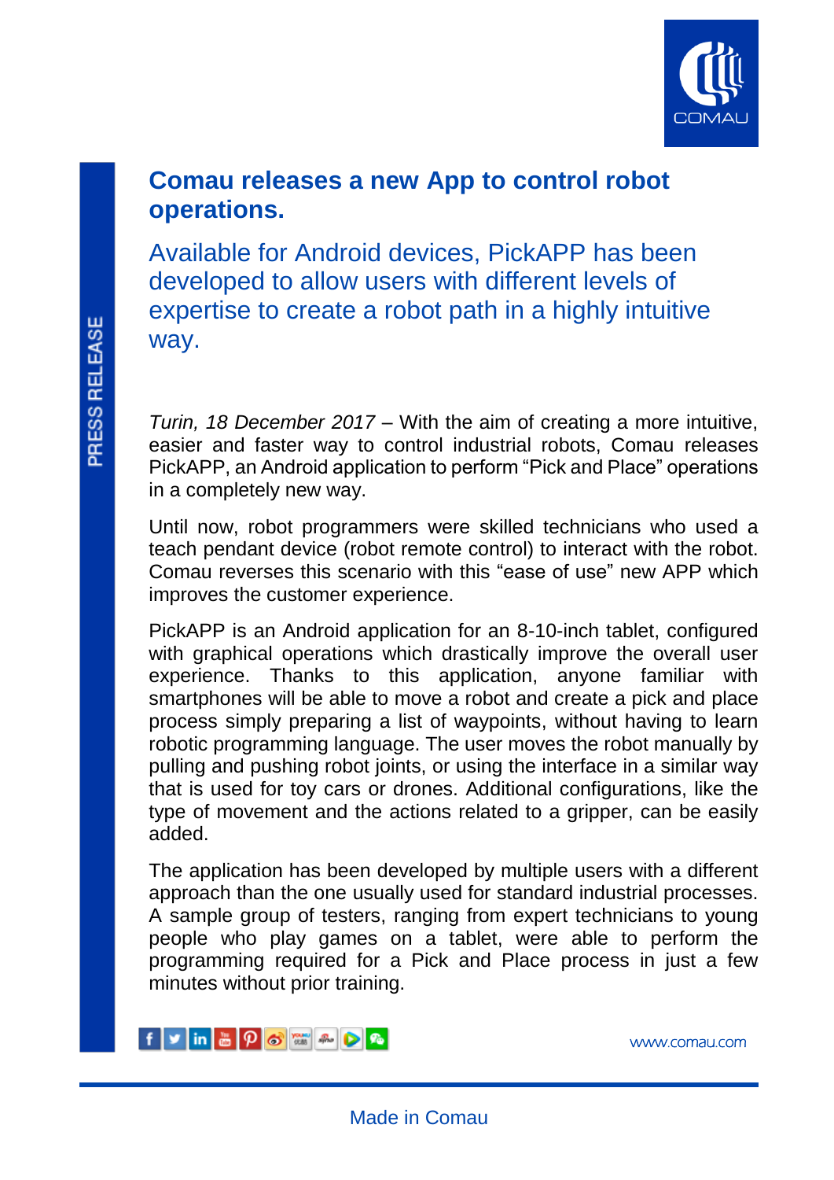# Comau releases a new App to control robot operations.

## Available for Android devices, PickAPP has been developed to allow users with different levels of expertise to create a robot path in a highly intuitive way.

*Turin, 18 December 2017* – With the aim of creating a more intuitive, easier and faster way to control industrial robots, Comau releases PickAPP, an Android application to perform "Pick and Place" operations in a completely new way.

Until now, robot programmers were skilled technicians who used a teach pendant device (robot remote control) to interact with the robot. Comau reverses this scenario with this "ease of use" new APP which improves the customer experience.

PickAPP is an Android application for an 8-10-inch tablet, configured with graphical operations which drastically improve the overall user experience. Thanks to this application, anyone familiar with smartphones will be able to move a robot and create a pick and place process simply preparing a list of waypoints, without having to learn robotic programming language. The user moves the robot manually by pulling and pushing robot joints, or using the interface in a similar way that is used for toy cars or drones. Additional configurations, like the type of movement and the actions related to a gripper, can be easily added.

The application has been developed by multiple users with a different approach than the one usually used for standard industrial processes. A sample group of testers, ranging from expert technicians to young people who play games on a tablet, were able to perform the programming required for a Pick and Place process in just a few minutes without prior training.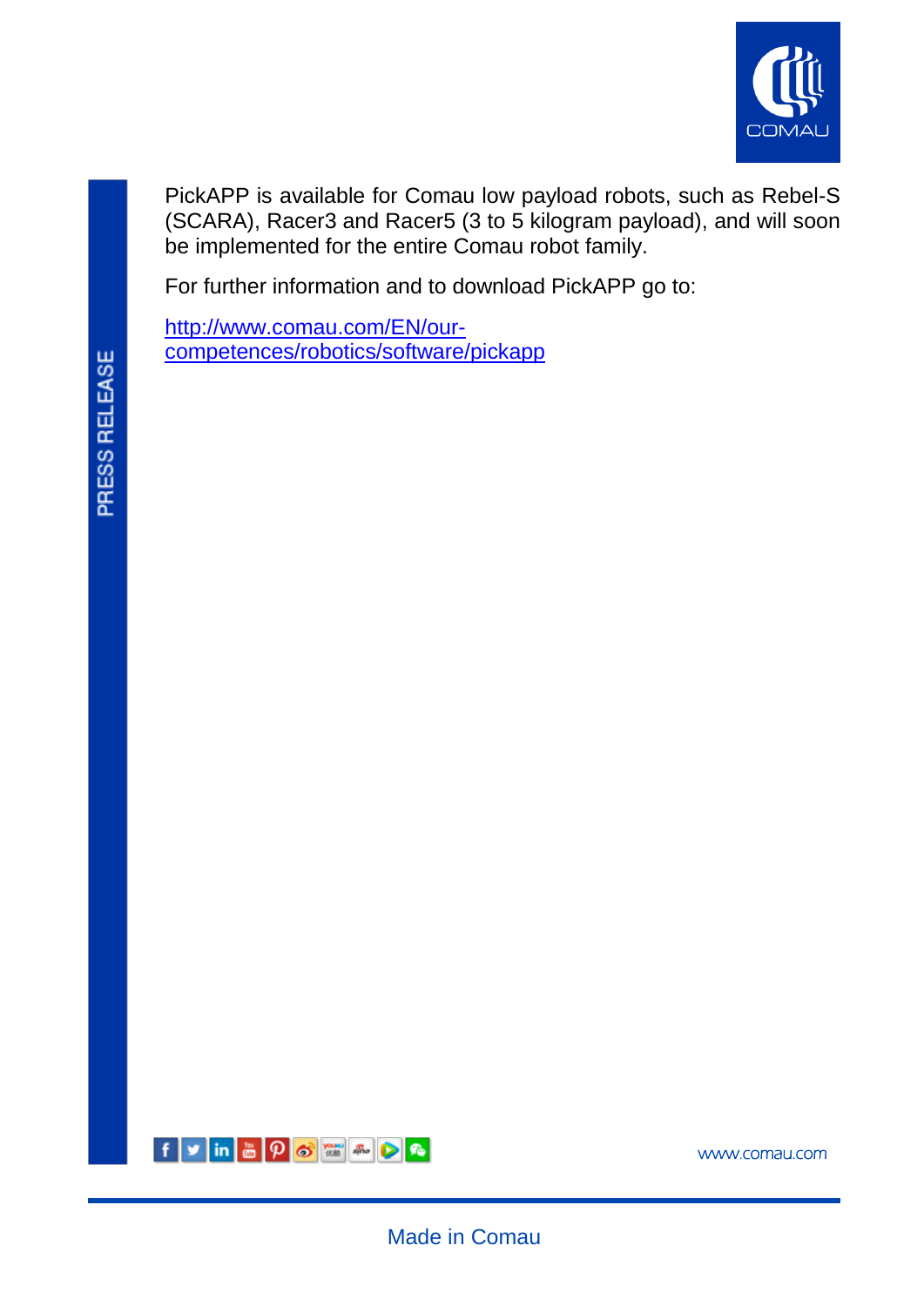PickAPP is available for Comau low payload robots, such as Rebel-S (SCARA), Racer3 and Racer5 (3 to 5 kilogram payload), and will soon be implemented for the entire Comau robot family.

For further information and to download PickAPP go to:

[http://www.comau.com/EN/our-competences/robotics/software/pickapp](http://www.comau.com/EN/our-competences/robotics/software/pickapp)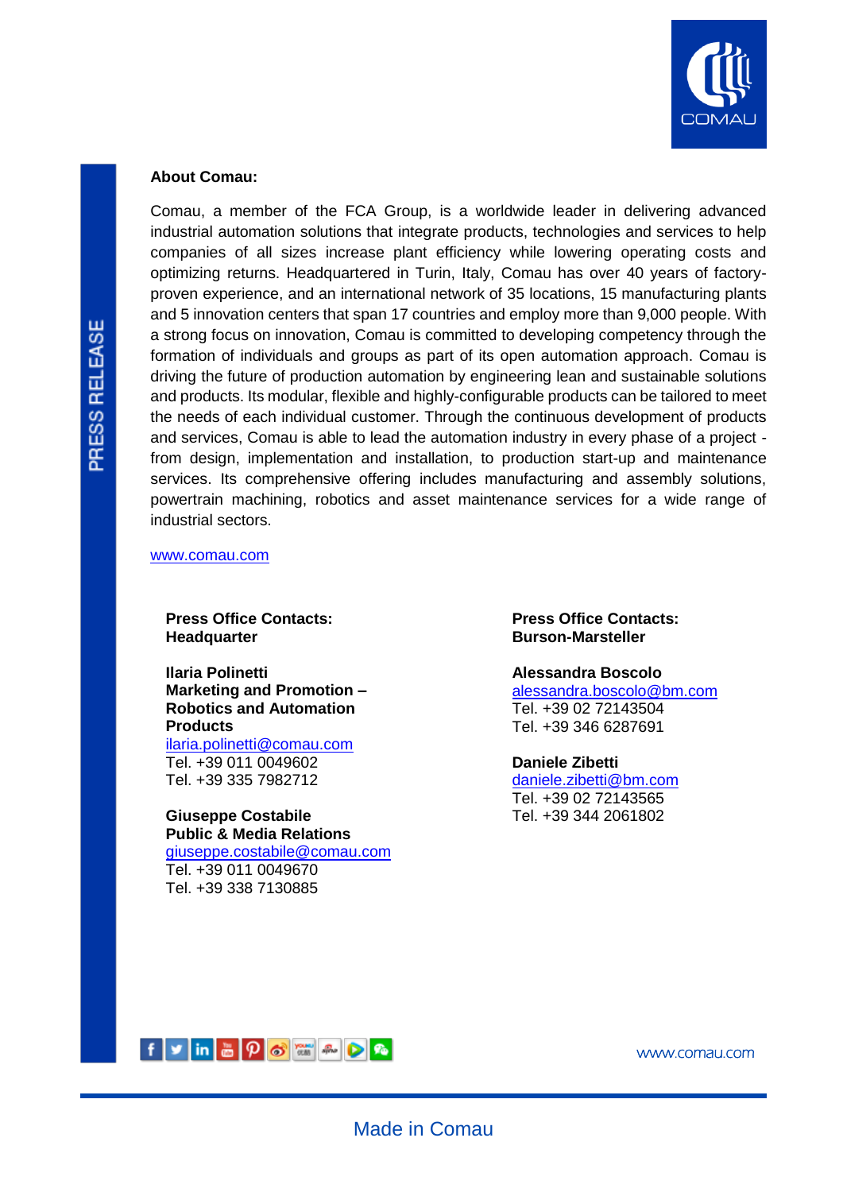**About Comau:**

Comau, a member of the FCA Group, is a worldwide leader in delivering advanced industrial automation solutions that integrate products, technologies and services to help companies of all sizes increase plant efficiency while lowering operating costs and optimizing returns. Headquartered in Turin, Italy, Comau has over 40 years of factory-proven experience, and an international network of 35 locations, 15 manufacturing plants and 5 innovation centers that span 17 countries and employ more than 9,000 people. With a strong focus on innovation, Comau is committed to developing competency through the formation of individuals and groups as part of its open automation approach. Comau is driving the future of production automation by engineering lean and sustainable solutions and products. Its modular, flexible and highly-configurable products can be tailored to meet the needs of each individual customer. Through the continuous development of products and services, Comau is able to lead the automation industry in every phase of a project - from design, implementation and installation, to production start-up and maintenance services. Its comprehensive offering includes manufacturing and assembly solutions, powertrain machining, robotics and asset maintenance services for a wide range of industrial sectors.

www.comau.com

**Press Office Contacts:**
**Headquarter**

**Ilaria Polinetti**
**Marketing and Promotion – Robotics and Automation Products**
ilaria.polinetti@comau.com
Tel. +39 011 0049602
Tel. +39 335 7982712

**Giuseppe Costabile**
**Public & Media Relations**
giuseppe.costabile@comau.com
Tel. +39 011 0049670
Tel. +39 338 7130885

**Press Office Contacts:**
**Burson-Marsteller**

**Alessandra Boscolo**
alessandra.boscolo@bm.com
Tel. +39 02 72143504
Tel. +39 346 6287691

**Daniele Zibetti**
daniele.zibetti@bm.com
Tel. +39 02 72143565
Tel. +39 344 2061802